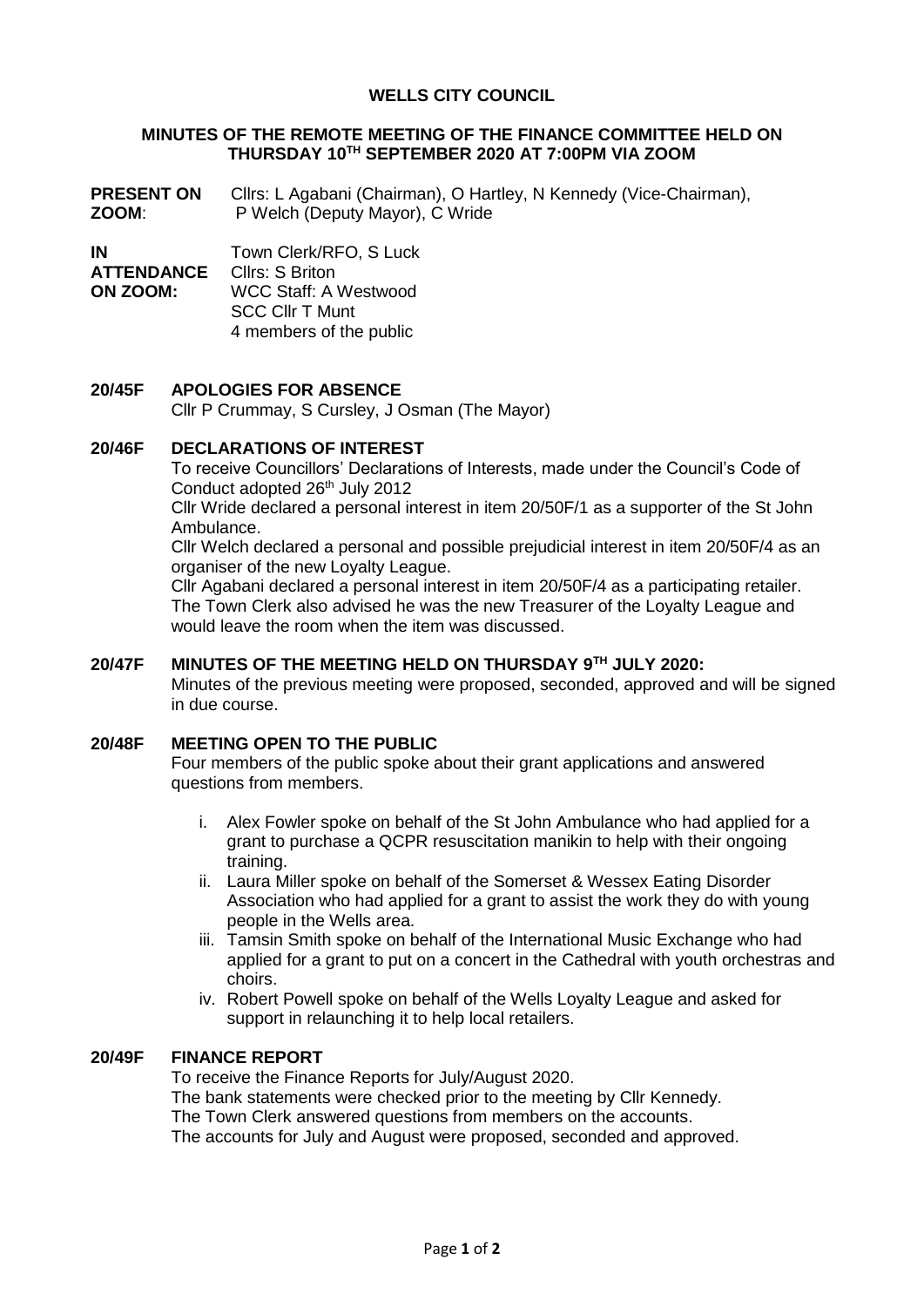# WELLS CITY COUNCIL

## MINUTES OF THE REMOTE MEETING OF THE FINANCE COMMITTEE HELD ON THURSDAY 10TH SEPTEMBER 2020 AT 7:00PM VIA ZOOM

**PRESENT ON ZOOM**: Cllrs: L Agabani (Chairman), O Hartley, N Kennedy (Vice-Chairman), P Welch (Deputy Mayor), C Wride

**IN ATTENDANCE ON ZOOM:** Town Clerk/RFO, S Luck
Cllrs: S Briton
WCC Staff: A Westwood
SCC Cllr T Munt
4 members of the public

### 20/45F APOLOGIES FOR ABSENCE

Cllr P Crummay, S Cursley, J Osman (The Mayor)

### 20/46F DECLARATIONS OF INTEREST

To receive Councillors' Declarations of Interests, made under the Council's Code of Conduct adopted 26th July 2012

Cllr Wride declared a personal interest in item 20/50F/1 as a supporter of the St John Ambulance.

Cllr Welch declared a personal and possible prejudicial interest in item 20/50F/4 as an organiser of the new Loyalty League.

Cllr Agabani declared a personal interest in item 20/50F/4 as a participating retailer. The Town Clerk also advised he was the new Treasurer of the Loyalty League and would leave the room when the item was discussed.

### 20/47F MINUTES OF THE MEETING HELD ON THURSDAY 9TH JULY 2020:

Minutes of the previous meeting were proposed, seconded, approved and will be signed in due course.

### 20/48F MEETING OPEN TO THE PUBLIC

Four members of the public spoke about their grant applications and answered questions from members.

i. Alex Fowler spoke on behalf of the St John Ambulance who had applied for a grant to purchase a QCPR resuscitation manikin to help with their ongoing training.
ii. Laura Miller spoke on behalf of the Somerset & Wessex Eating Disorder Association who had applied for a grant to assist the work they do with young people in the Wells area.
iii. Tamsin Smith spoke on behalf of the International Music Exchange who had applied for a grant to put on a concert in the Cathedral with youth orchestras and choirs.
iv. Robert Powell spoke on behalf of the Wells Loyalty League and asked for support in relaunching it to help local retailers.

### 20/49F FINANCE REPORT

To receive the Finance Reports for July/August 2020.
The bank statements were checked prior to the meeting by Cllr Kennedy.
The Town Clerk answered questions from members on the accounts.
The accounts for July and August were proposed, seconded and approved.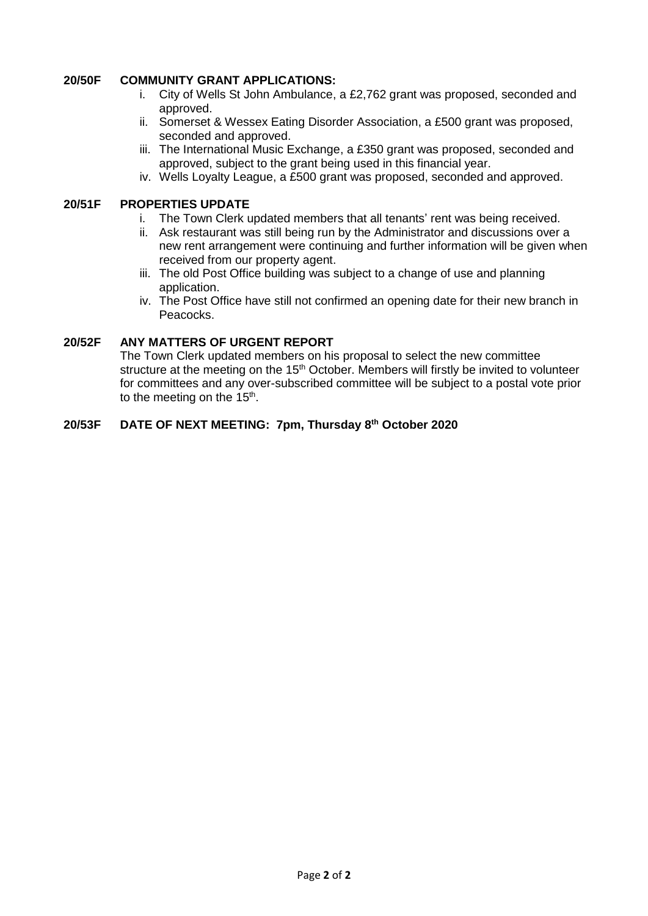**20/50F COMMUNITY GRANT APPLICATIONS:**

i. City of Wells St John Ambulance, a £2,762 grant was proposed, seconded and approved.
ii. Somerset & Wessex Eating Disorder Association, a £500 grant was proposed, seconded and approved.
iii. The International Music Exchange, a £350 grant was proposed, seconded and approved, subject to the grant being used in this financial year.
iv. Wells Loyalty League, a £500 grant was proposed, seconded and approved.

**20/51F PROPERTIES UPDATE**

i. The Town Clerk updated members that all tenants' rent was being received.
ii. Ask restaurant was still being run by the Administrator and discussions over a new rent arrangement were continuing and further information will be given when received from our property agent.
iii. The old Post Office building was subject to a change of use and planning application.
iv. The Post Office have still not confirmed an opening date for their new branch in Peacocks.

**20/52F ANY MATTERS OF URGENT REPORT**

The Town Clerk updated members on his proposal to select the new committee structure at the meeting on the 15th October. Members will firstly be invited to volunteer for committees and any over-subscribed committee will be subject to a postal vote prior to the meeting on the 15th.

**20/53F DATE OF NEXT MEETING: 7pm, Thursday 8th October 2020**